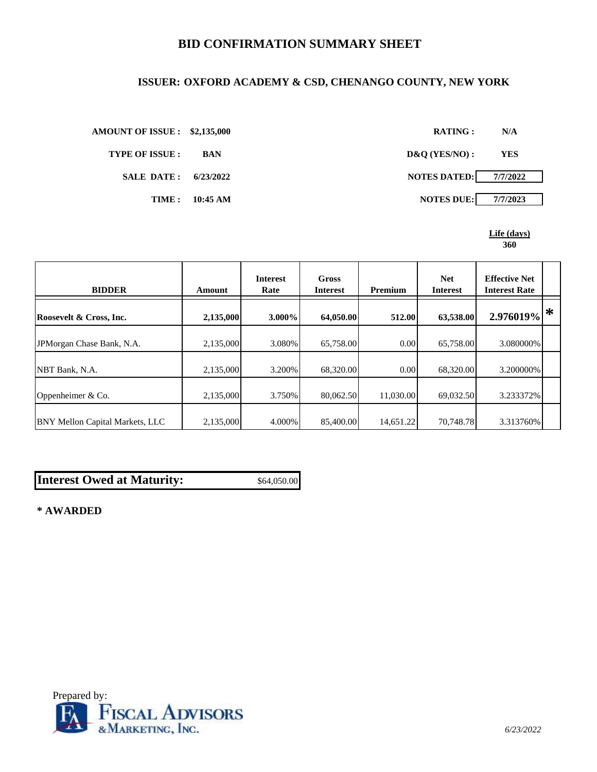# BID CONFIRMATION SUMMARY SHEET

## ISSUER: OXFORD ACADEMY & CSD, CHENANGO COUNTY, NEW YORK

**AMOUNT OF ISSUE :** $2,135,000

**TYPE OF ISSUE :** BAN

**SALE DATE :** 6/23/2022

**TIME :** 10:45 AM

**RATING :** N/A

**D&Q (YES/NO) :** YES

**NOTES DATED:** 7/7/2022

**NOTES DUE:** 7/7/2023

**Life (days)**
**360**

| BIDDER | Amount | Interest Rate | Gross Interest | Premium | Net Interest | Effective Net Interest Rate | |
|---|---|---|---|---|---|---|---|
| **Roosevelt & Cross, Inc.** | **2,135,000** | **3.000%** | **64,050.00** | **512.00** | **63,538.00** | **2.976019%** | * |
| JPMorgan Chase Bank, N.A. | 2,135,000 | 3.080% | 65,758.00 | 0.00 | 65,758.00 | 3.080000% | |
| NBT Bank, N.A. | 2,135,000 | 3.200% | 68,320.00 | 0.00 | 68,320.00 | 3.200000% | |
| Oppenheimer & Co. | 2,135,000 | 3.750% | 80,062.50 | 11,030.00 | 69,032.50 | 3.233372% | |
| BNY Mellon Capital Markets, LLC | 2,135,000 | 4.000% | 85,400.00 | 14,651.22 | 70,748.78 | 3.313760% | |

| **Interest Owed at Maturity:** | $64,050.00 |
|---|---|

**\* AWARDED**

Prepared by: Fiscal Advisors & Marketing, Inc.

6/23/2022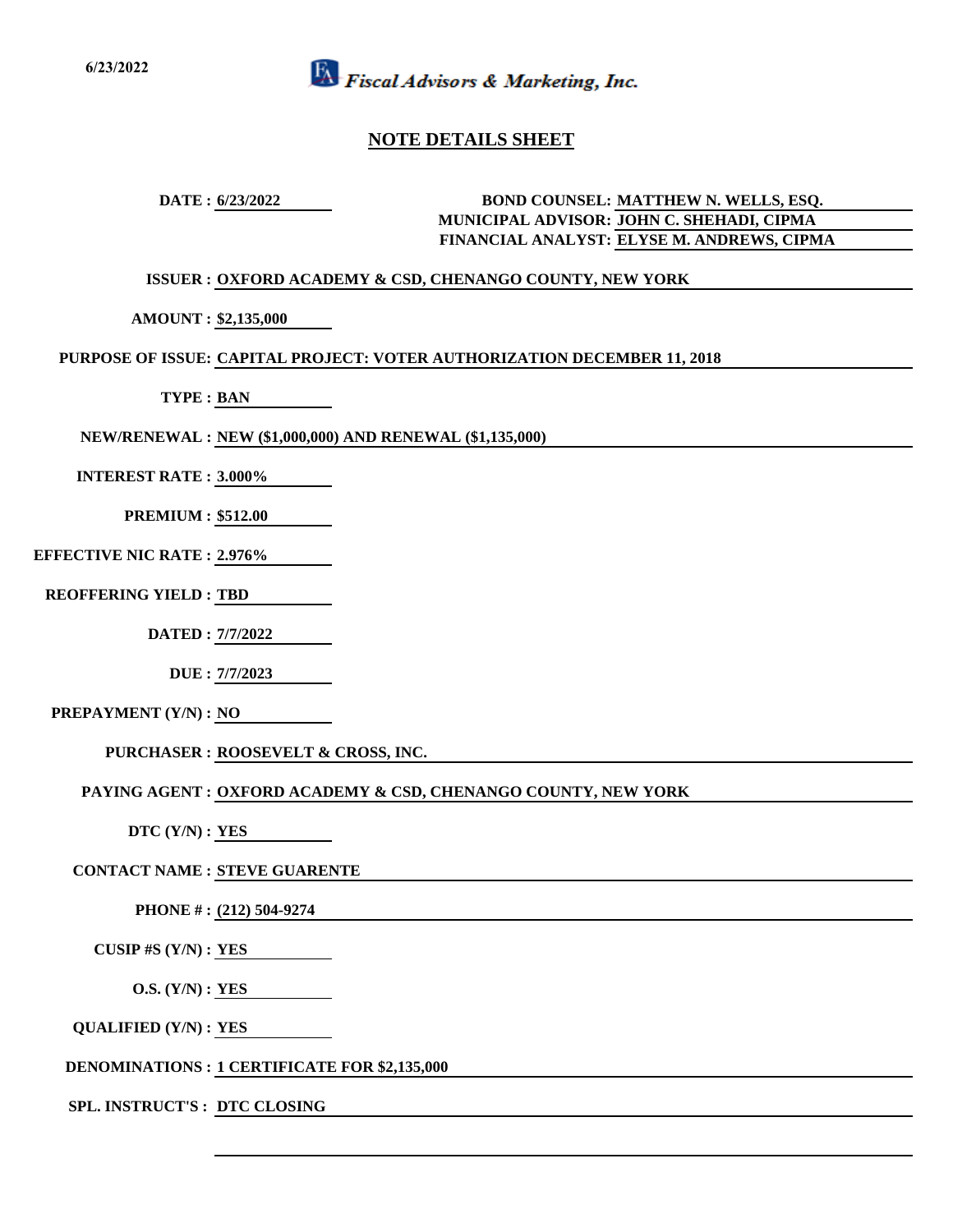6/23/2022

Fiscal Advisors & Marketing, Inc.

## NOTE DETAILS SHEET

**DATE :** 6/23/2022

**BOND COUNSEL:** MATTHEW N. WELLS, ESQ.
**MUNICIPAL ADVISOR:** JOHN C. SHEHADI, CIPMA
**FINANCIAL ANALYST:** ELYSE M. ANDREWS, CIPMA

**ISSUER :** OXFORD ACADEMY & CSD, CHENANGO COUNTY, NEW YORK

**AMOUNT :** $2,135,000

**PURPOSE OF ISSUE:** CAPITAL PROJECT: VOTER AUTHORIZATION DECEMBER 11, 2018

**TYPE :** BAN

**NEW/RENEWAL :** NEW ($1,000,000) AND RENEWAL ($1,135,000)

**INTEREST RATE :** 3.000%

**PREMIUM :** $512.00

**EFFECTIVE NIC RATE :** 2.976%

**REOFFERING YIELD :** TBD

**DATED :** 7/7/2022

**DUE :** 7/7/2023

**PREPAYMENT (Y/N) :** NO

**PURCHASER :** ROOSEVELT & CROSS, INC.

**PAYING AGENT :** OXFORD ACADEMY & CSD, CHENANGO COUNTY, NEW YORK

**DTC (Y/N) :** YES

**CONTACT NAME :** STEVE GUARENTE

**PHONE # :** (212) 504-9274

**CUSIP #S (Y/N) :** YES

**O.S. (Y/N) :** YES

**QUALIFIED (Y/N) :** YES

**DENOMINATIONS :** 1 CERTIFICATE FOR $2,135,000

**SPL. INSTRUCT'S :** DTC CLOSING